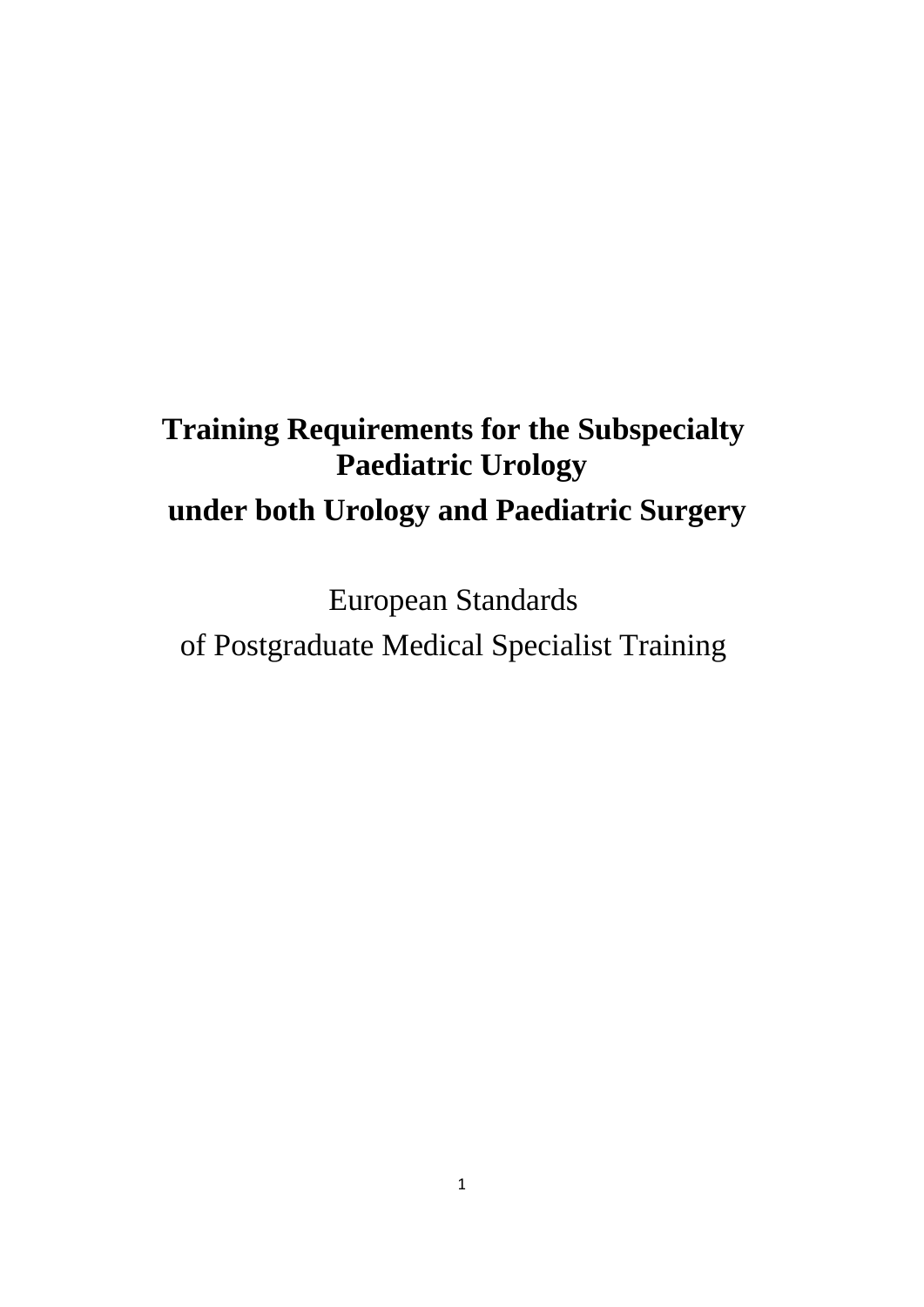# Training Requirements for the Subspecialty Paediatric Urology under both Urology and Paediatric Surgery

European Standards

of Postgraduate Medical Specialist Training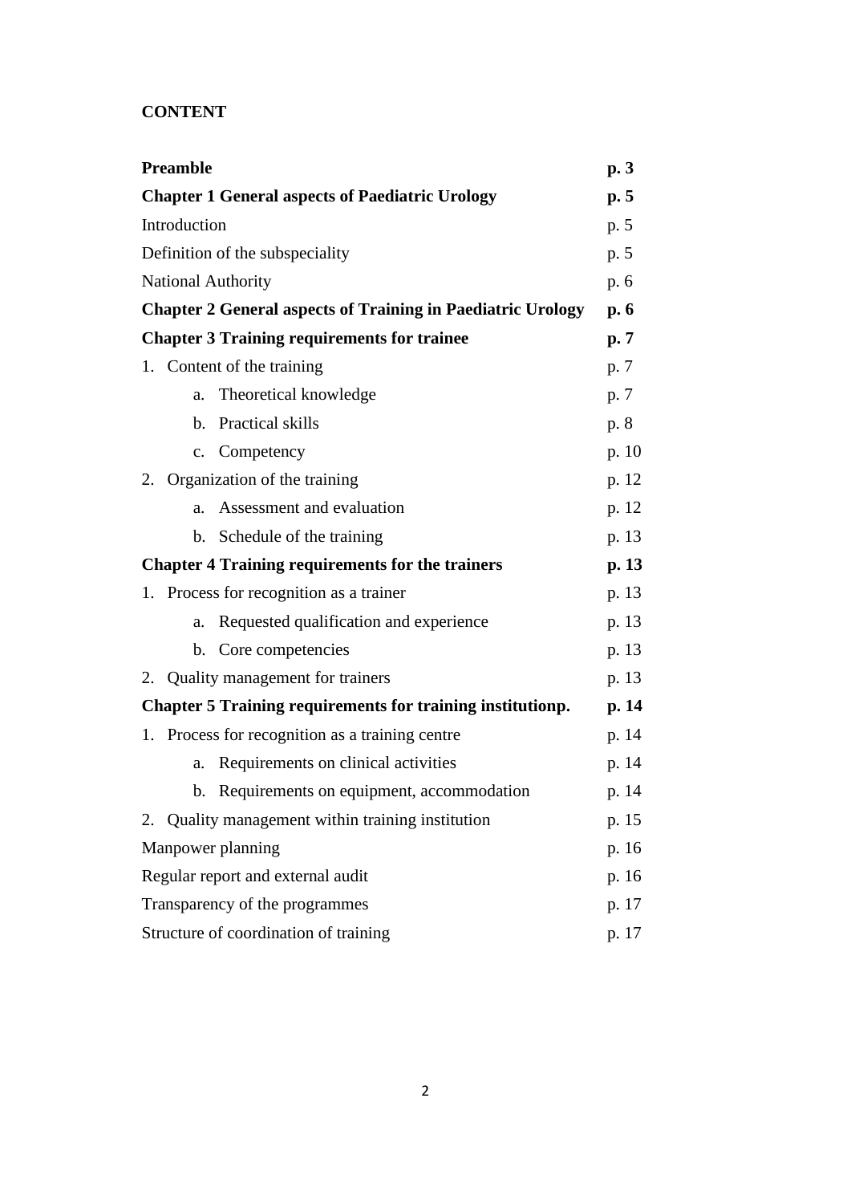**CONTENT**

| | |
|---|---|
| **Preamble** | **p. 3** |
| **Chapter 1 General aspects of Paediatric Urology** | **p. 5** |
| Introduction | p. 5 |
| Definition of the subspeciality | p. 5 |
| National Authority | p. 6 |
| **Chapter 2 General aspects of Training in Paediatric Urology** | **p. 6** |
| **Chapter 3 Training requirements for trainee** | **p. 7** |
| 1. Content of the training | p. 7 |
| a. Theoretical knowledge | p. 7 |
| b. Practical skills | p. 8 |
| c. Competency | p. 10 |
| 2. Organization of the training | p. 12 |
| a. Assessment and evaluation | p. 12 |
| b. Schedule of the training | p. 13 |
| **Chapter 4 Training requirements for the trainers** | **p. 13** |
| 1. Process for recognition as a trainer | p. 13 |
| a. Requested qualification and experience | p. 13 |
| b. Core competencies | p. 13 |
| 2. Quality management for trainers | p. 13 |
| **Chapter 5 Training requirements for training institutionp.** | **p. 14** |
| 1. Process for recognition as a training centre | p. 14 |
| a. Requirements on clinical activities | p. 14 |
| b. Requirements on equipment, accommodation | p. 14 |
| 2. Quality management within training institution | p. 15 |
| Manpower planning | p. 16 |
| Regular report and external audit | p. 16 |
| Transparency of the programmes | p. 17 |
| Structure of coordination of training | p. 17 |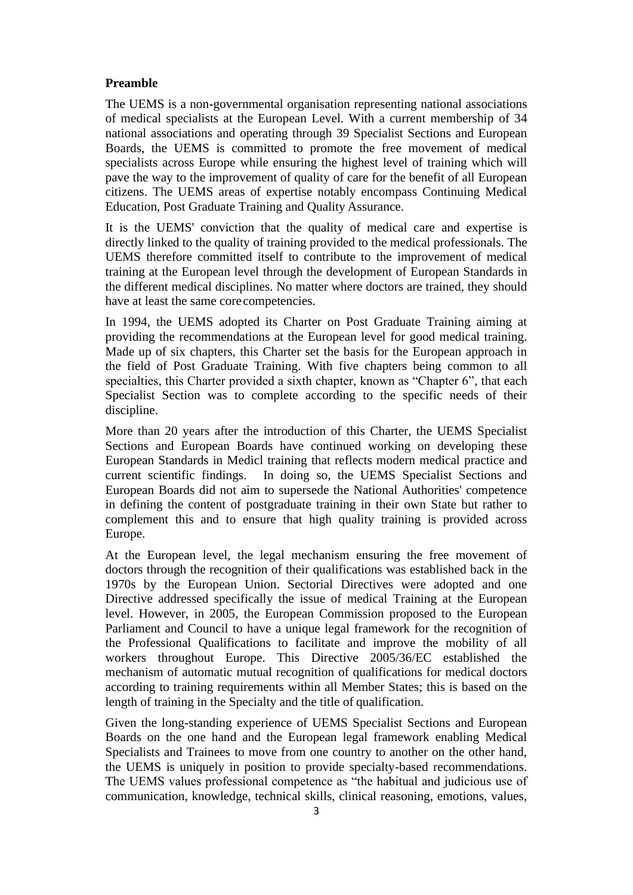**Preamble**

The UEMS is a non-governmental organisation representing national associations of medical specialists at the European Level. With a current membership of 34 national associations and operating through 39 Specialist Sections and European Boards, the UEMS is committed to promote the free movement of medical specialists across Europe while ensuring the highest level of training which will pave the way to the improvement of quality of care for the benefit of all European citizens. The UEMS areas of expertise notably encompass Continuing Medical Education, Post Graduate Training and Quality Assurance.

It is the UEMS' conviction that the quality of medical care and expertise is directly linked to the quality of training provided to the medical professionals. The UEMS therefore committed itself to contribute to the improvement of medical training at the European level through the development of European Standards in the different medical disciplines. No matter where doctors are trained, they should have at least the same core competencies.

In 1994, the UEMS adopted its Charter on Post Graduate Training aiming at providing the recommendations at the European level for good medical training. Made up of six chapters, this Charter set the basis for the European approach in the field of Post Graduate Training. With five chapters being common to all specialties, this Charter provided a sixth chapter, known as "Chapter 6", that each Specialist Section was to complete according to the specific needs of their discipline.

More than 20 years after the introduction of this Charter, the UEMS Specialist Sections and European Boards have continued working on developing these European Standards in Medicl training that reflects modern medical practice and current scientific findings. In doing so, the UEMS Specialist Sections and European Boards did not aim to supersede the National Authorities' competence in defining the content of postgraduate training in their own State but rather to complement this and to ensure that high quality training is provided across Europe.

At the European level, the legal mechanism ensuring the free movement of doctors through the recognition of their qualifications was established back in the 1970s by the European Union. Sectorial Directives were adopted and one Directive addressed specifically the issue of medical Training at the European level. However, in 2005, the European Commission proposed to the European Parliament and Council to have a unique legal framework for the recognition of the Professional Qualifications to facilitate and improve the mobility of all workers throughout Europe. This Directive 2005/36/EC established the mechanism of automatic mutual recognition of qualifications for medical doctors according to training requirements within all Member States; this is based on the length of training in the Specialty and the title of qualification.

Given the long-standing experience of UEMS Specialist Sections and European Boards on the one hand and the European legal framework enabling Medical Specialists and Trainees to move from one country to another on the other hand, the UEMS is uniquely in position to provide specialty-based recommendations. The UEMS values professional competence as "the habitual and judicious use of communication, knowledge, technical skills, clinical reasoning, emotions, values,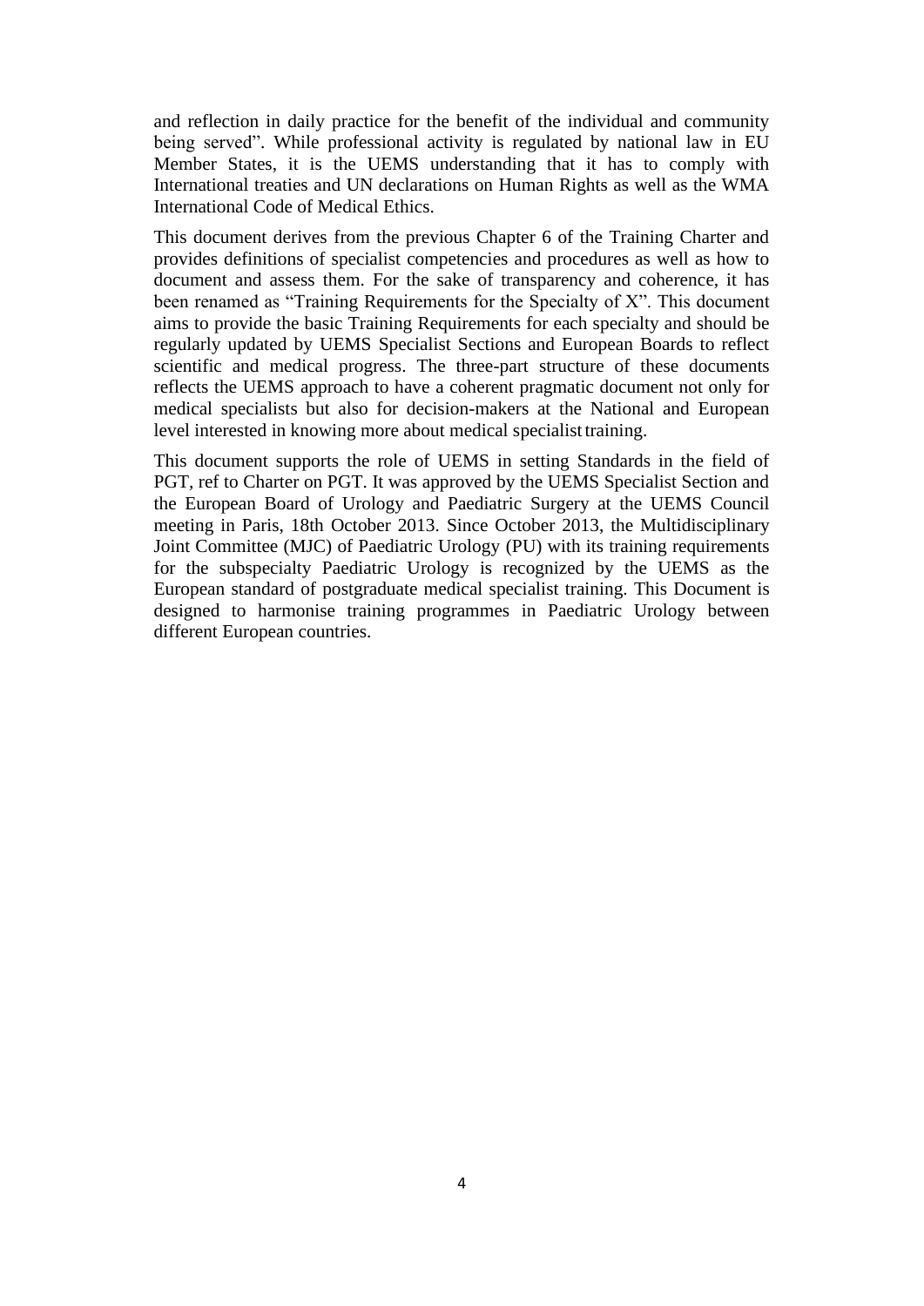and reflection in daily practice for the benefit of the individual and community being served". While professional activity is regulated by national law in EU Member States, it is the UEMS understanding that it has to comply with International treaties and UN declarations on Human Rights as well as the WMA International Code of Medical Ethics.

This document derives from the previous Chapter 6 of the Training Charter and provides definitions of specialist competencies and procedures as well as how to document and assess them. For the sake of transparency and coherence, it has been renamed as "Training Requirements for the Specialty of X". This document aims to provide the basic Training Requirements for each specialty and should be regularly updated by UEMS Specialist Sections and European Boards to reflect scientific and medical progress. The three-part structure of these documents reflects the UEMS approach to have a coherent pragmatic document not only for medical specialists but also for decision-makers at the National and European level interested in knowing more about medical specialist training.

This document supports the role of UEMS in setting Standards in the field of PGT, ref to Charter on PGT. It was approved by the UEMS Specialist Section and the European Board of Urology and Paediatric Surgery at the UEMS Council meeting in Paris, 18th October 2013. Since October 2013, the Multidisciplinary Joint Committee (MJC) of Paediatric Urology (PU) with its training requirements for the subspecialty Paediatric Urology is recognized by the UEMS as the European standard of postgraduate medical specialist training. This Document is designed to harmonise training programmes in Paediatric Urology between different European countries.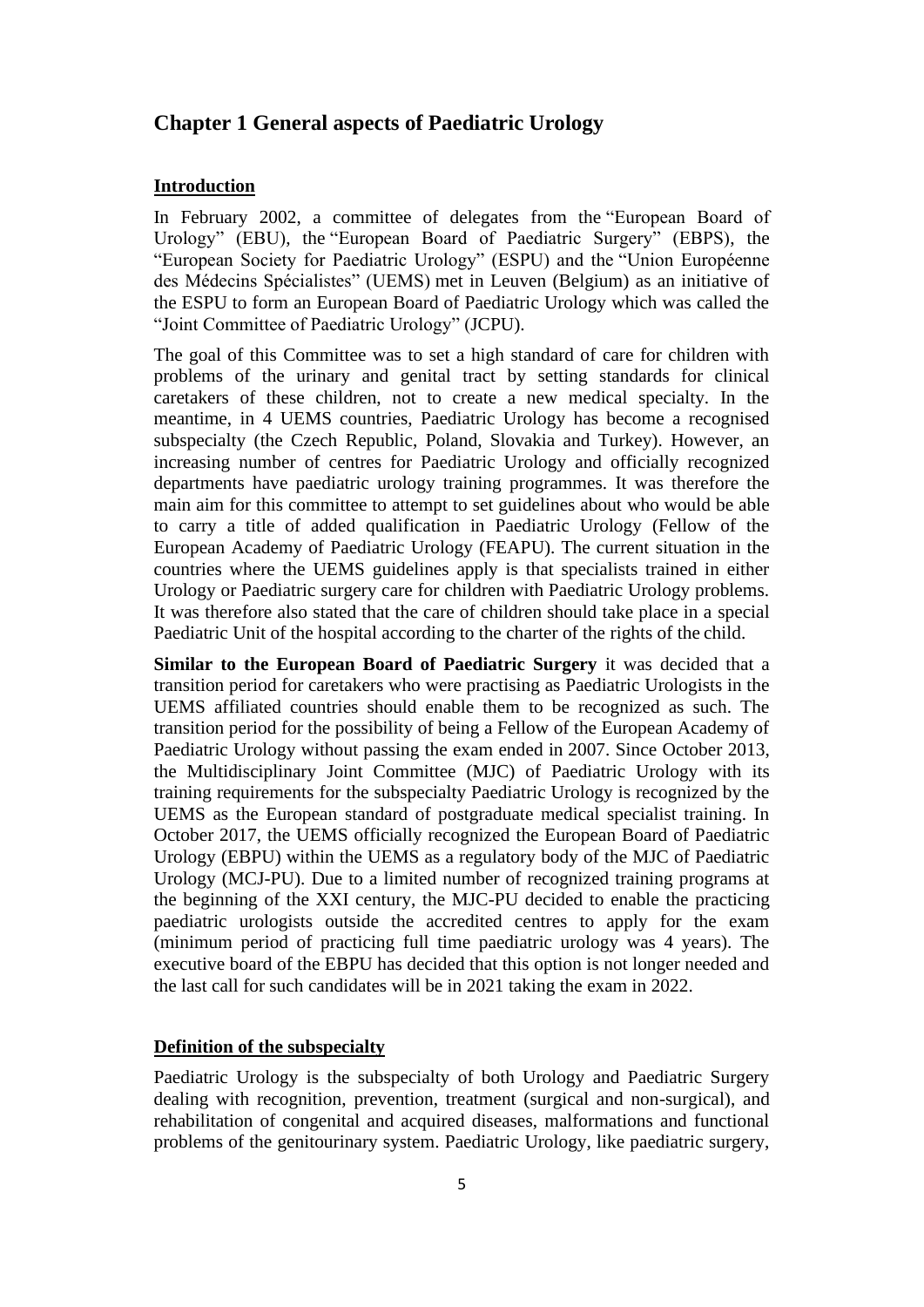## Chapter 1 General aspects of Paediatric Urology

### Introduction

In February 2002, a committee of delegates from the "European Board of Urology" (EBU), the "European Board of Paediatric Surgery" (EBPS), the "European Society for Paediatric Urology" (ESPU) and the "Union Européenne des Médecins Spécialistes" (UEMS) met in Leuven (Belgium) as an initiative of the ESPU to form an European Board of Paediatric Urology which was called the "Joint Committee of Paediatric Urology" (JCPU).

The goal of this Committee was to set a high standard of care for children with problems of the urinary and genital tract by setting standards for clinical caretakers of these children, not to create a new medical specialty. In the meantime, in 4 UEMS countries, Paediatric Urology has become a recognised subspecialty (the Czech Republic, Poland, Slovakia and Turkey). However, an increasing number of centres for Paediatric Urology and officially recognized departments have paediatric urology training programmes. It was therefore the main aim for this committee to attempt to set guidelines about who would be able to carry a title of added qualification in Paediatric Urology (Fellow of the European Academy of Paediatric Urology (FEAPU). The current situation in the countries where the UEMS guidelines apply is that specialists trained in either Urology or Paediatric surgery care for children with Paediatric Urology problems. It was therefore also stated that the care of children should take place in a special Paediatric Unit of the hospital according to the charter of the rights of the child.

**Similar to the European Board of Paediatric Surgery** it was decided that a transition period for caretakers who were practising as Paediatric Urologists in the UEMS affiliated countries should enable them to be recognized as such. The transition period for the possibility of being a Fellow of the European Academy of Paediatric Urology without passing the exam ended in 2007. Since October 2013, the Multidisciplinary Joint Committee (MJC) of Paediatric Urology with its training requirements for the subspecialty Paediatric Urology is recognized by the UEMS as the European standard of postgraduate medical specialist training. In October 2017, the UEMS officially recognized the European Board of Paediatric Urology (EBPU) within the UEMS as a regulatory body of the MJC of Paediatric Urology (MCJ-PU). Due to a limited number of recognized training programs at the beginning of the XXI century, the MJC-PU decided to enable the practicing paediatric urologists outside the accredited centres to apply for the exam (minimum period of practicing full time paediatric urology was 4 years). The executive board of the EBPU has decided that this option is not longer needed and the last call for such candidates will be in 2021 taking the exam in 2022.

### Definition of the subspecialty

Paediatric Urology is the subspecialty of both Urology and Paediatric Surgery dealing with recognition, prevention, treatment (surgical and non-surgical), and rehabilitation of congenital and acquired diseases, malformations and functional problems of the genitourinary system. Paediatric Urology, like paediatric surgery,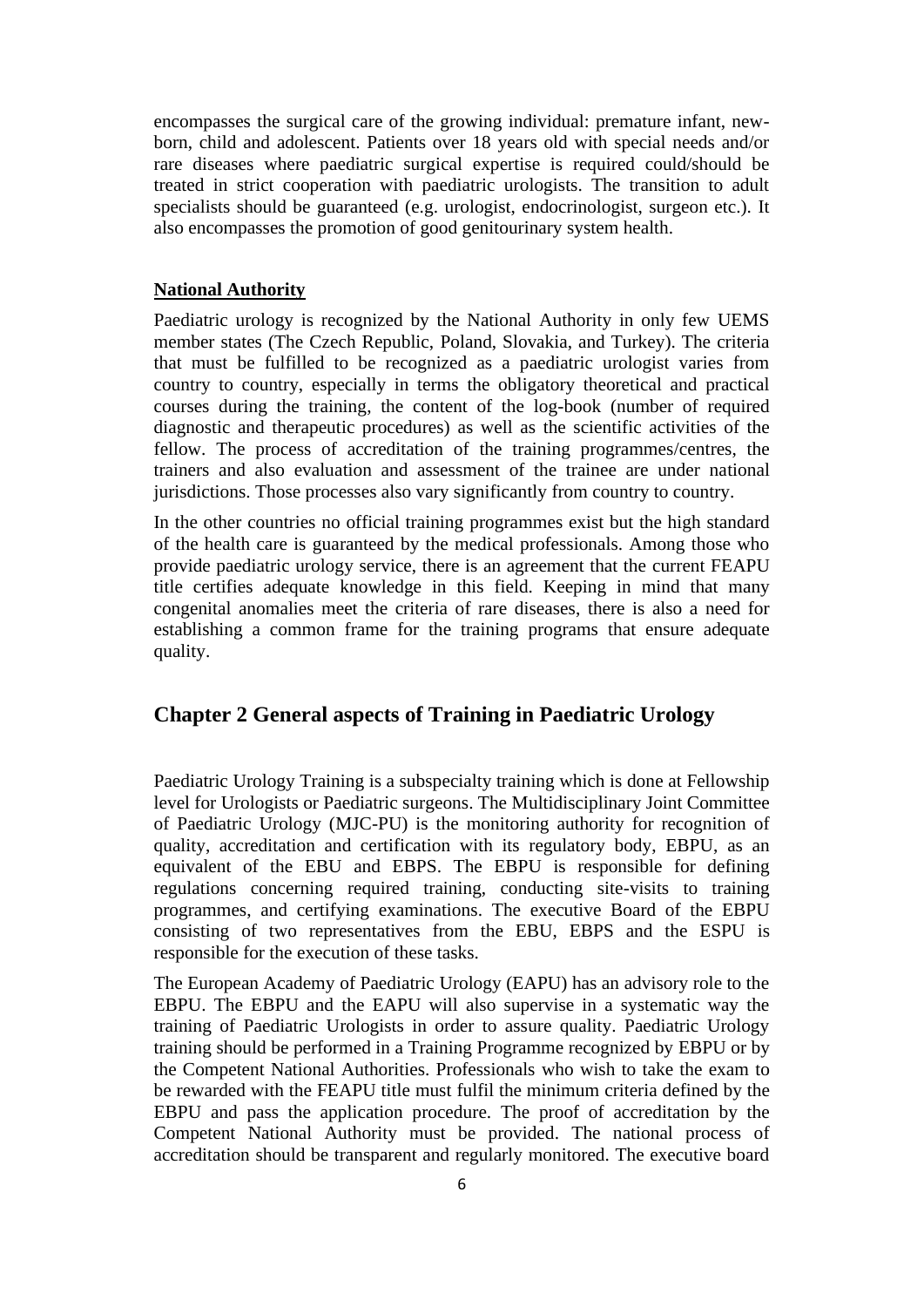encompasses the surgical care of the growing individual: premature infant, newborn, child and adolescent. Patients over 18 years old with special needs and/or rare diseases where paediatric surgical expertise is required could/should be treated in strict cooperation with paediatric urologists. The transition to adult specialists should be guaranteed (e.g. urologist, endocrinologist, surgeon etc.). It also encompasses the promotion of good genitourinary system health.

### National Authority

Paediatric urology is recognized by the National Authority in only few UEMS member states (The Czech Republic, Poland, Slovakia, and Turkey). The criteria that must be fulfilled to be recognized as a paediatric urologist varies from country to country, especially in terms the obligatory theoretical and practical courses during the training, the content of the log-book (number of required diagnostic and therapeutic procedures) as well as the scientific activities of the fellow. The process of accreditation of the training programmes/centres, the trainers and also evaluation and assessment of the trainee are under national jurisdictions. Those processes also vary significantly from country to country.

In the other countries no official training programmes exist but the high standard of the health care is guaranteed by the medical professionals. Among those who provide paediatric urology service, there is an agreement that the current FEAPU title certifies adequate knowledge in this field. Keeping in mind that many congenital anomalies meet the criteria of rare diseases, there is also a need for establishing a common frame for the training programs that ensure adequate quality.

## Chapter 2 General aspects of Training in Paediatric Urology

Paediatric Urology Training is a subspecialty training which is done at Fellowship level for Urologists or Paediatric surgeons. The Multidisciplinary Joint Committee of Paediatric Urology (MJC-PU) is the monitoring authority for recognition of quality, accreditation and certification with its regulatory body, EBPU, as an equivalent of the EBU and EBPS. The EBPU is responsible for defining regulations concerning required training, conducting site-visits to training programmes, and certifying examinations. The executive Board of the EBPU consisting of two representatives from the EBU, EBPS and the ESPU is responsible for the execution of these tasks.

The European Academy of Paediatric Urology (EAPU) has an advisory role to the EBPU. The EBPU and the EAPU will also supervise in a systematic way the training of Paediatric Urologists in order to assure quality. Paediatric Urology training should be performed in a Training Programme recognized by EBPU or by the Competent National Authorities. Professionals who wish to take the exam to be rewarded with the FEAPU title must fulfil the minimum criteria defined by the EBPU and pass the application procedure. The proof of accreditation by the Competent National Authority must be provided. The national process of accreditation should be transparent and regularly monitored. The executive board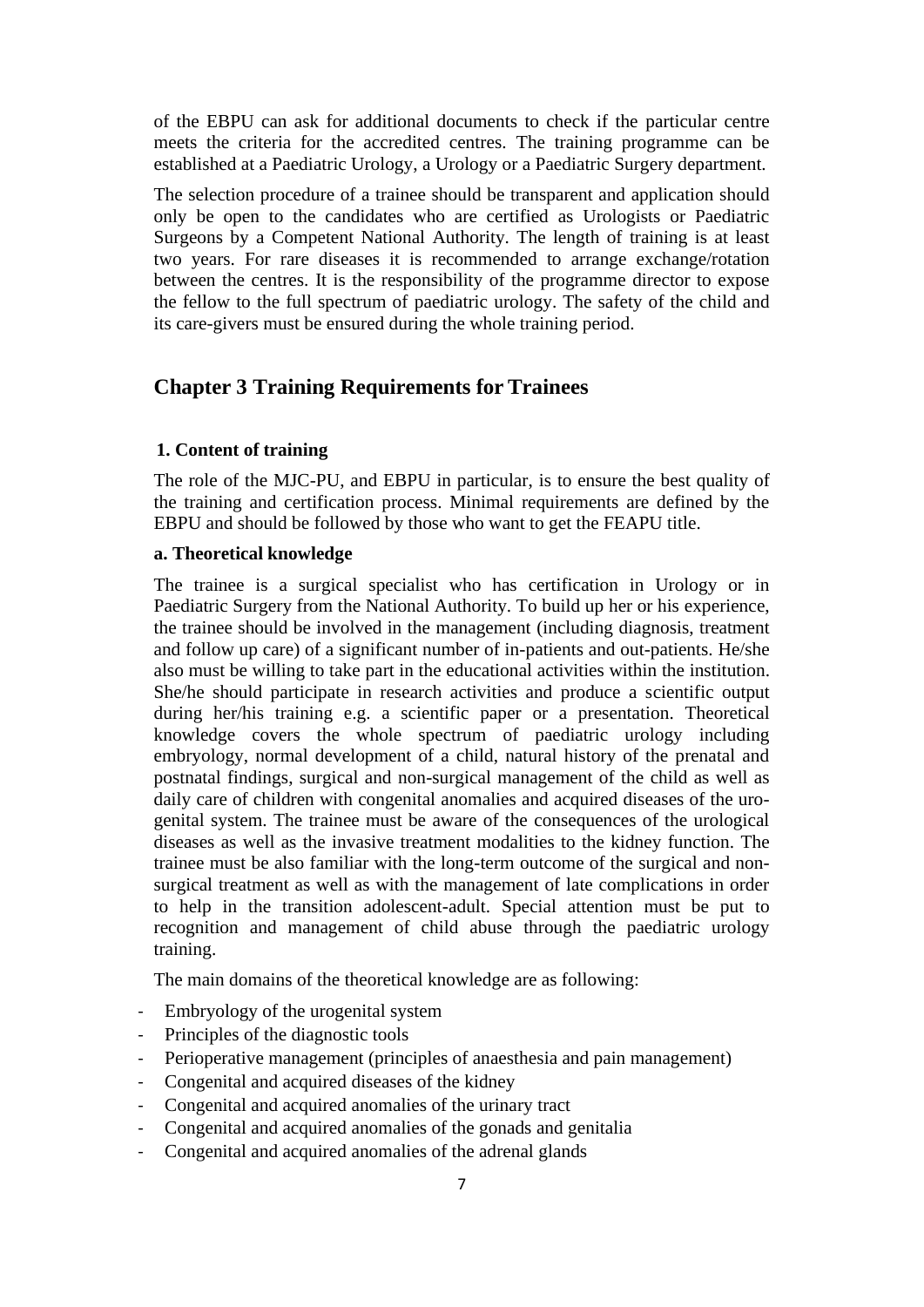of the EBPU can ask for additional documents to check if the particular centre meets the criteria for the accredited centres. The training programme can be established at a Paediatric Urology, a Urology or a Paediatric Surgery department.

The selection procedure of a trainee should be transparent and application should only be open to the candidates who are certified as Urologists or Paediatric Surgeons by a Competent National Authority. The length of training is at least two years. For rare diseases it is recommended to arrange exchange/rotation between the centres. It is the responsibility of the programme director to expose the fellow to the full spectrum of paediatric urology. The safety of the child and its care-givers must be ensured during the whole training period.

## Chapter 3 Training Requirements for Trainees

### 1. Content of training

The role of the MJC-PU, and EBPU in particular, is to ensure the best quality of the training and certification process. Minimal requirements are defined by the EBPU and should be followed by those who want to get the FEAPU title.

#### a. Theoretical knowledge

The trainee is a surgical specialist who has certification in Urology or in Paediatric Surgery from the National Authority. To build up her or his experience, the trainee should be involved in the management (including diagnosis, treatment and follow up care) of a significant number of in-patients and out-patients. He/she also must be willing to take part in the educational activities within the institution. She/he should participate in research activities and produce a scientific output during her/his training e.g. a scientific paper or a presentation. Theoretical knowledge covers the whole spectrum of paediatric urology including embryology, normal development of a child, natural history of the prenatal and postnatal findings, surgical and non-surgical management of the child as well as daily care of children with congenital anomalies and acquired diseases of the uro-genital system. The trainee must be aware of the consequences of the urological diseases as well as the invasive treatment modalities to the kidney function. The trainee must be also familiar with the long-term outcome of the surgical and non-surgical treatment as well as with the management of late complications in order to help in the transition adolescent-adult. Special attention must be put to recognition and management of child abuse through the paediatric urology training.

The main domains of the theoretical knowledge are as following:

- Embryology of the urogenital system
- Principles of the diagnostic tools
- Perioperative management (principles of anaesthesia and pain management)
- Congenital and acquired diseases of the kidney
- Congenital and acquired anomalies of the urinary tract
- Congenital and acquired anomalies of the gonads and genitalia
- Congenital and acquired anomalies of the adrenal glands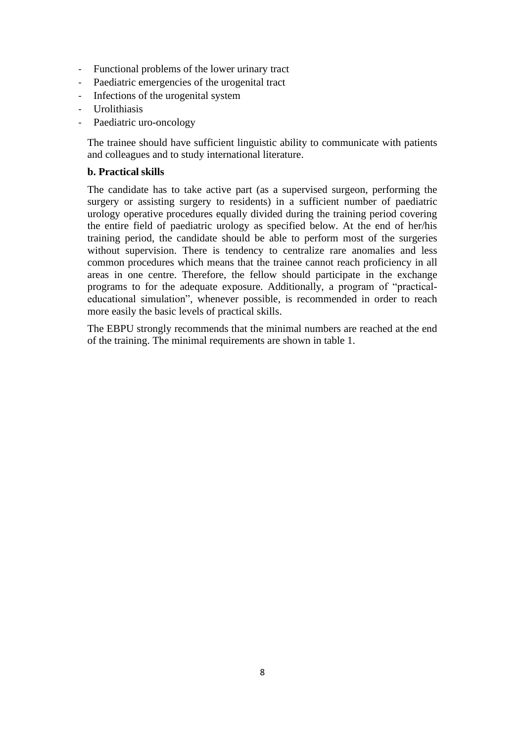- Functional problems of the lower urinary tract
- Paediatric emergencies of the urogenital tract
- Infections of the urogenital system
- Urolithiasis
- Paediatric uro-oncology

The trainee should have sufficient linguistic ability to communicate with patients and colleagues and to study international literature.

**b. Practical skills**

The candidate has to take active part (as a supervised surgeon, performing the surgery or assisting surgery to residents) in a sufficient number of paediatric urology operative procedures equally divided during the training period covering the entire field of paediatric urology as specified below. At the end of her/his training period, the candidate should be able to perform most of the surgeries without supervision. There is tendency to centralize rare anomalies and less common procedures which means that the trainee cannot reach proficiency in all areas in one centre. Therefore, the fellow should participate in the exchange programs to for the adequate exposure. Additionally, a program of "practical-educational simulation", whenever possible, is recommended in order to reach more easily the basic levels of practical skills.

The EBPU strongly recommends that the minimal numbers are reached at the end of the training. The minimal requirements are shown in table 1.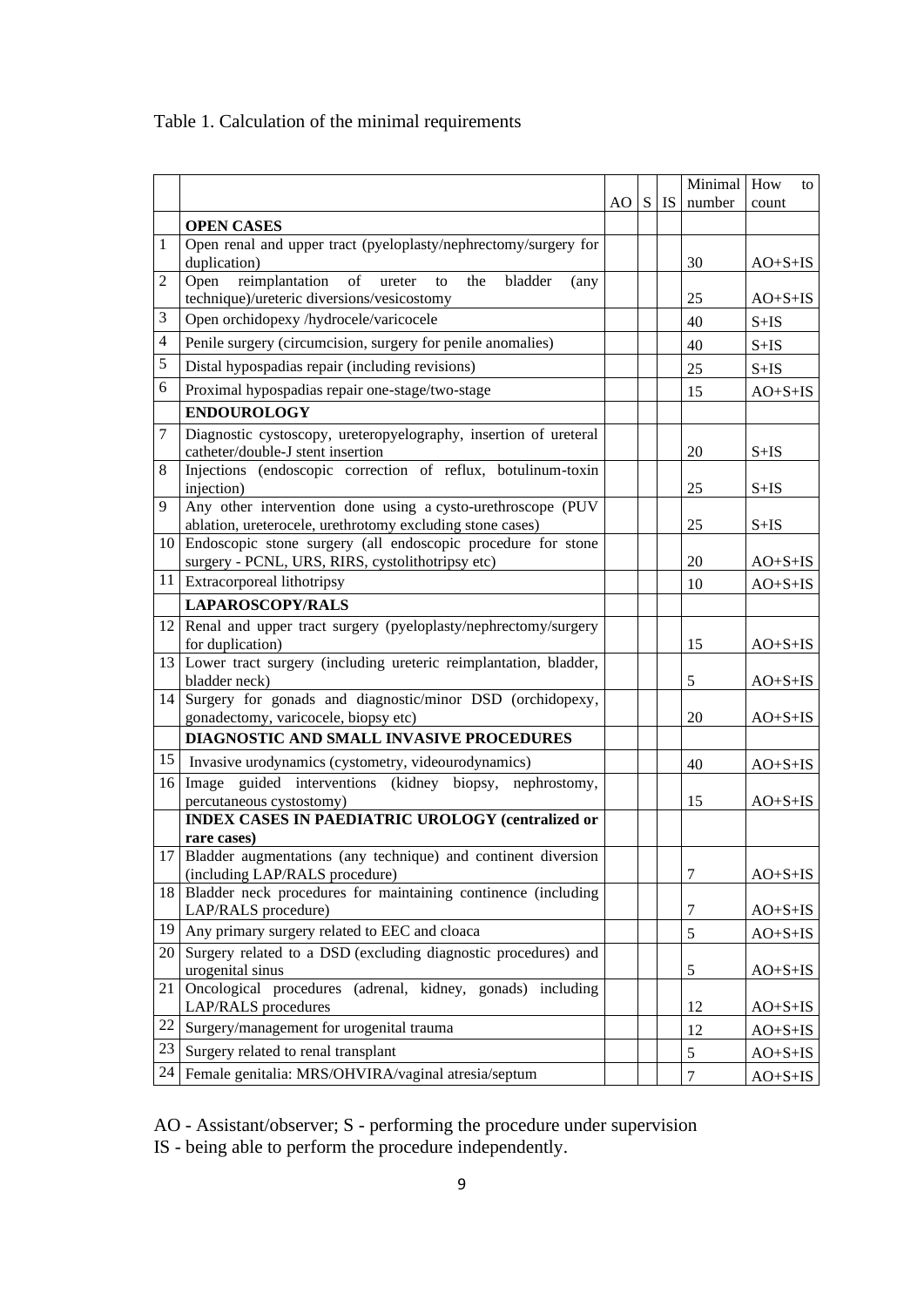Table 1. Calculation of the minimal requirements

| | | AO | S | IS | Minimal number | How to count |
|---|---|---|---|---|---|---|
| | **OPEN CASES** | | | | | |
| 1 | Open renal and upper tract (pyeloplasty/nephrectomy/surgery for duplication) | | | | 30 | AO+S+IS |
| 2 | Open reimplantation of ureter to the bladder (any technique)/ureteric diversions/vesicostomy | | | | 25 | AO+S+IS |
| 3 | Open orchidopexy /hydrocele/varicocele | | | | 40 | S+IS |
| 4 | Penile surgery (circumcision, surgery for penile anomalies) | | | | 40 | S+IS |
| 5 | Distal hypospadias repair (including revisions) | | | | 25 | S+IS |
| 6 | Proximal hypospadias repair one-stage/two-stage | | | | 15 | AO+S+IS |
| | **ENDOUROLOGY** | | | | | |
| 7 | Diagnostic cystoscopy, ureteropyelography, insertion of ureteral catheter/double-J stent insertion | | | | 20 | S+IS |
| 8 | Injections (endoscopic correction of reflux, botulinum-toxin injection) | | | | 25 | S+IS |
| 9 | Any other intervention done using a cysto-urethroscope (PUV ablation, ureterocele, urethrotomy excluding stone cases) | | | | 25 | S+IS |
| 10 | Endoscopic stone surgery (all endoscopic procedure for stone surgery - PCNL, URS, RIRS, cystolithotripsy etc) | | | | 20 | AO+S+IS |
| 11 | Extracorporeal lithotripsy | | | | 10 | AO+S+IS |
| | **LAPAROSCOPY/RALS** | | | | | |
| 12 | Renal and upper tract surgery (pyeloplasty/nephrectomy/surgery for duplication) | | | | 15 | AO+S+IS |
| 13 | Lower tract surgery (including ureteric reimplantation, bladder, bladder neck) | | | | 5 | AO+S+IS |
| 14 | Surgery for gonads and diagnostic/minor DSD (orchidopexy, gonadectomy, varicocele, biopsy etc) | | | | 20 | AO+S+IS |
| | **DIAGNOSTIC AND SMALL INVASIVE PROCEDURES** | | | | | |
| 15 | Invasive urodynamics (cystometry, videourodynamics) | | | | 40 | AO+S+IS |
| 16 | Image guided interventions (kidney biopsy, nephrostomy, percutaneous cystostomy) | | | | 15 | AO+S+IS |
| | **INDEX CASES IN PAEDIATRIC UROLOGY (centralized or rare cases)** | | | | | |
| 17 | Bladder augmentations (any technique) and continent diversion (including LAP/RALS procedure) | | | | 7 | AO+S+IS |
| 18 | Bladder neck procedures for maintaining continence (including LAP/RALS procedure) | | | | 7 | AO+S+IS |
| 19 | Any primary surgery related to EEC and cloaca | | | | 5 | AO+S+IS |
| 20 | Surgery related to a DSD (excluding diagnostic procedures) and urogenital sinus | | | | 5 | AO+S+IS |
| 21 | Oncological procedures (adrenal, kidney, gonads) including LAP/RALS procedures | | | | 12 | AO+S+IS |
| 22 | Surgery/management for urogenital trauma | | | | 12 | AO+S+IS |
| 23 | Surgery related to renal transplant | | | | 5 | AO+S+IS |
| 24 | Female genitalia: MRS/OHVIRA/vaginal atresia/septum | | | | 7 | AO+S+IS |

AO - Assistant/observer; S - performing the procedure under supervision
IS - being able to perform the procedure independently.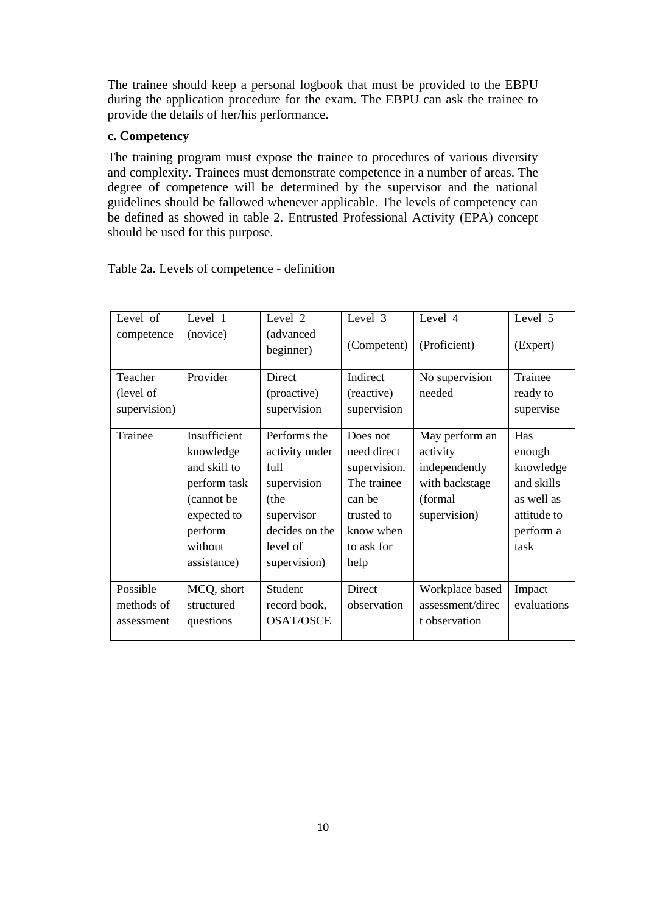The trainee should keep a personal logbook that must be provided to the EBPU during the application procedure for the exam. The EBPU can ask the trainee to provide the details of her/his performance.

**c. Competency**

The training program must expose the trainee to procedures of various diversity and complexity. Trainees must demonstrate competence in a number of areas. The degree of competence will be determined by the supervisor and the national guidelines should be fallowed whenever applicable. The levels of competency can be defined as showed in table 2. Entrusted Professional Activity (EPA) concept should be used for this purpose.

Table 2a. Levels of competence - definition

| Level of competence | Level 1 (novice) | Level 2 (advanced beginner) | Level 3 (Competent) | Level 4 (Proficient) | Level 5 (Expert) |
|---|---|---|---|---|---|
| Teacher (level of supervision) | Provider | Direct (proactive) supervision | Indirect (reactive) supervision | No supervision needed | Trainee ready to supervise |
| Trainee | Insufficient knowledge and skill to perform task (cannot be expected to perform without assistance) | Performs the activity under full supervision (the supervisor decides on the level of supervision) | Does not need direct supervision. The trainee can be trusted to know when to ask for help | May perform an activity independently with backstage (formal supervision) | Has enough knowledge and skills as well as attitude to perform a task |
| Possible methods of assessment | MCQ, short structured questions | Student record book, OSAT/OSCE | Direct observation | Workplace based assessment/direct observation | Impact evaluations |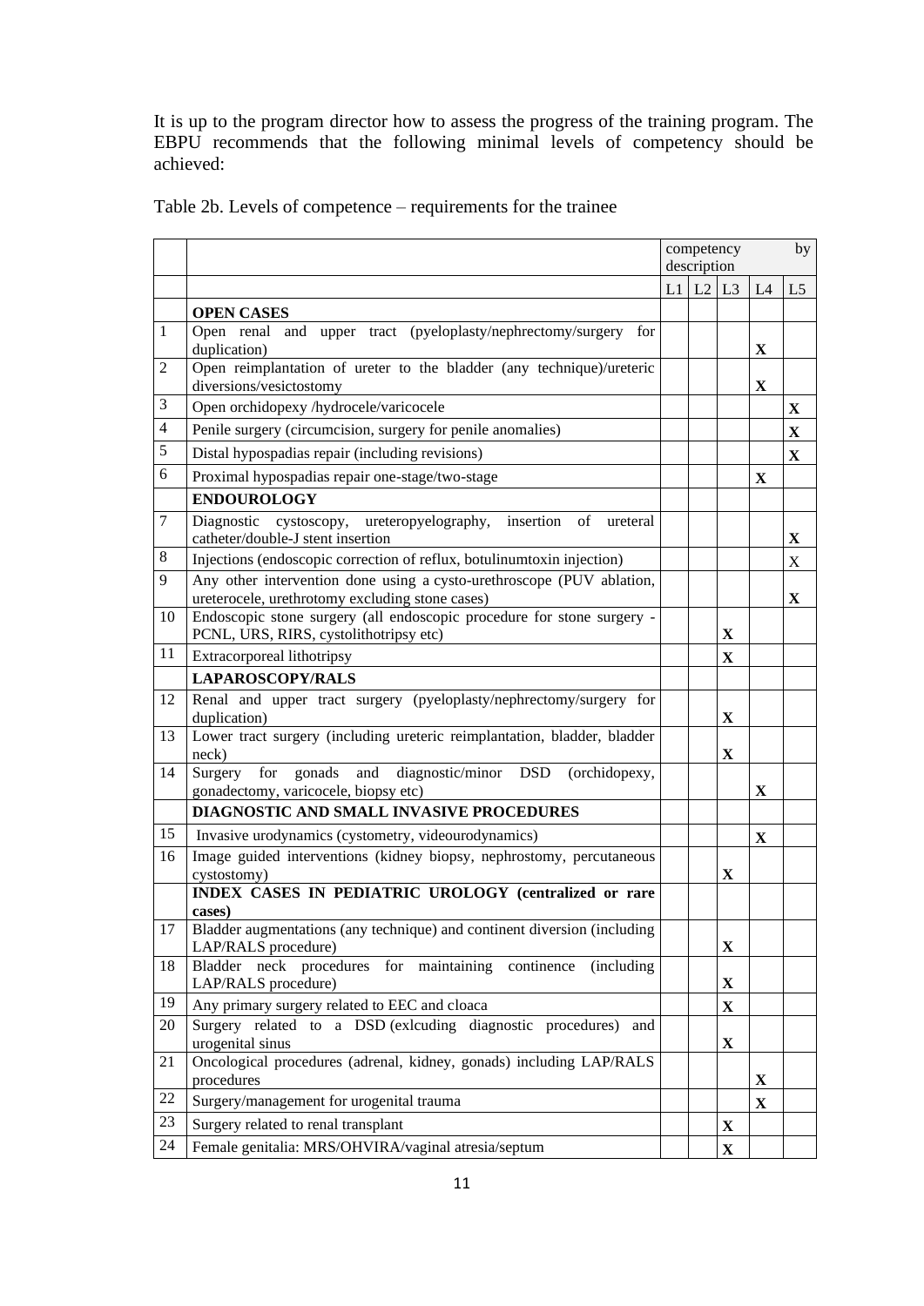It is up to the program director how to assess the progress of the training program. The EBPU recommends that the following minimal levels of competency should be achieved:

Table 2b. Levels of competence – requirements for the trainee

| | | competency by description | | | | |
|---|---|---|---|---|---|---|
| | | L1 | L2 | L3 | L4 | L5 |
| | **OPEN CASES** | | | | | |
| 1 | Open renal and upper tract (pyeloplasty/nephrectomy/surgery for duplication) | | | | **X** | |
| 2 | Open reimplantation of ureter to the bladder (any technique)/ureteric diversions/vesictostomy | | | | **X** | |
| 3 | Open orchidopexy /hydrocele/varicocele | | | | | **X** |
| 4 | Penile surgery (circumcision, surgery for penile anomalies) | | | | | **X** |
| 5 | Distal hypospadias repair (including revisions) | | | | | **X** |
| 6 | Proximal hypospadias repair one-stage/two-stage | | | | **X** | |
| | **ENDOUROLOGY** | | | | | |
| 7 | Diagnostic cystoscopy, ureteropyelography, insertion of ureteral catheter/double-J stent insertion | | | | | **X** |
| 8 | Injections (endoscopic correction of reflux, botulinumtoxin injection) | | | | | X |
| 9 | Any other intervention done using a cysto-urethroscope (PUV ablation, ureterocele, urethrotomy excluding stone cases) | | | | | **X** |
| 10 | Endoscopic stone surgery (all endoscopic procedure for stone surgery - PCNL, URS, RIRS, cystolithotripsy etc) | | | **X** | | |
| 11 | Extracorporeal lithotripsy | | | **X** | | |
| | **LAPAROSCOPY/RALS** | | | | | |
| 12 | Renal and upper tract surgery (pyeloplasty/nephrectomy/surgery for duplication) | | | **X** | | |
| 13 | Lower tract surgery (including ureteric reimplantation, bladder, bladder neck) | | | **X** | | |
| 14 | Surgery for gonads and diagnostic/minor DSD (orchidopexy, gonadectomy, varicocele, biopsy etc) | | | | **X** | |
| | **DIAGNOSTIC AND SMALL INVASIVE PROCEDURES** | | | | | |
| 15 | Invasive urodynamics (cystometry, videourodynamics) | | | | **X** | |
| 16 | Image guided interventions (kidney biopsy, nephrostomy, percutaneous cystostomy) | | | **X** | | |
| | **INDEX CASES IN PEDIATRIC UROLOGY (centralized or rare cases)** | | | | | |
| 17 | Bladder augmentations (any technique) and continent diversion (including LAP/RALS procedure) | | | **X** | | |
| 18 | Bladder neck procedures for maintaining continence (including LAP/RALS procedure) | | | **X** | | |
| 19 | Any primary surgery related to EEC and cloaca | | | **X** | | |
| 20 | Surgery related to a DSD (exlcuding diagnostic procedures) and urogenital sinus | | | **X** | | |
| 21 | Oncological procedures (adrenal, kidney, gonads) including LAP/RALS procedures | | | | **X** | |
| 22 | Surgery/management for urogenital trauma | | | | **X** | |
| 23 | Surgery related to renal transplant | | | **X** | | |
| 24 | Female genitalia: MRS/OHVIRA/vaginal atresia/septum | | | **X** | | |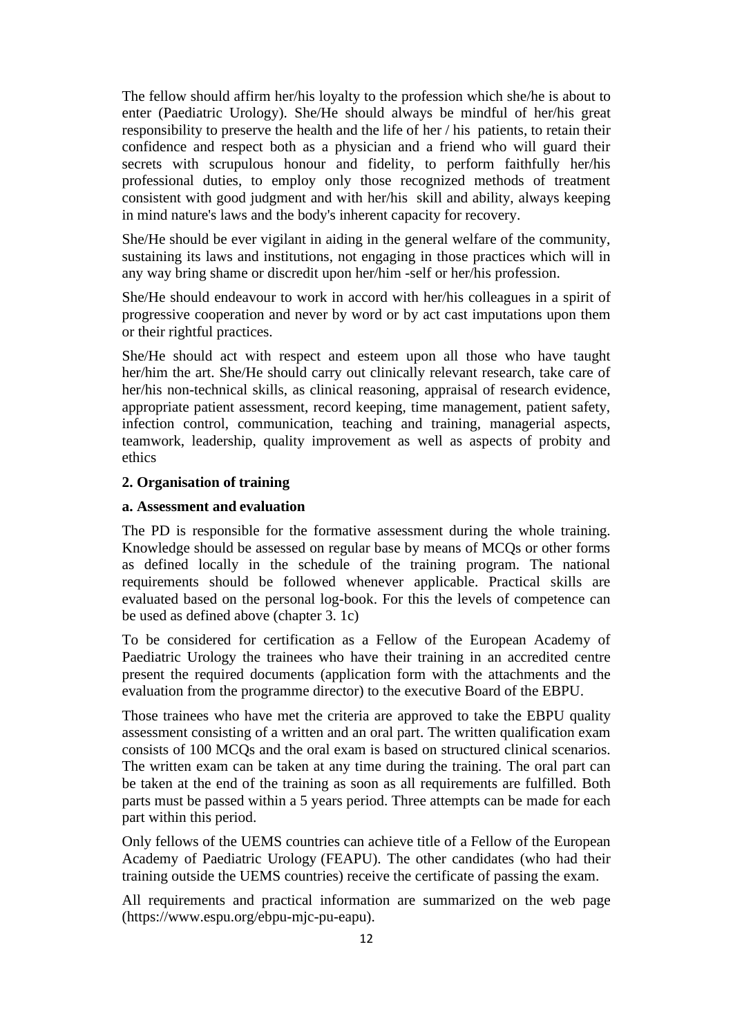The fellow should affirm her/his loyalty to the profession which she/he is about to enter (Paediatric Urology). She/He should always be mindful of her/his great responsibility to preserve the health and the life of her / his patients, to retain their confidence and respect both as a physician and a friend who will guard their secrets with scrupulous honour and fidelity, to perform faithfully her/his professional duties, to employ only those recognized methods of treatment consistent with good judgment and with her/his skill and ability, always keeping in mind nature's laws and the body's inherent capacity for recovery.

She/He should be ever vigilant in aiding in the general welfare of the community, sustaining its laws and institutions, not engaging in those practices which will in any way bring shame or discredit upon her/him -self or her/his profession.

She/He should endeavour to work in accord with her/his colleagues in a spirit of progressive cooperation and never by word or by act cast imputations upon them or their rightful practices.

She/He should act with respect and esteem upon all those who have taught her/him the art. She/He should carry out clinically relevant research, take care of her/his non-technical skills, as clinical reasoning, appraisal of research evidence, appropriate patient assessment, record keeping, time management, patient safety, infection control, communication, teaching and training, managerial aspects, teamwork, leadership, quality improvement as well as aspects of probity and ethics

**2. Organisation of training**

**a. Assessment and evaluation**

The PD is responsible for the formative assessment during the whole training. Knowledge should be assessed on regular base by means of MCQs or other forms as defined locally in the schedule of the training program. The national requirements should be followed whenever applicable. Practical skills are evaluated based on the personal log-book. For this the levels of competence can be used as defined above (chapter 3. 1c)

To be considered for certification as a Fellow of the European Academy of Paediatric Urology the trainees who have their training in an accredited centre present the required documents (application form with the attachments and the evaluation from the programme director) to the executive Board of the EBPU.

Those trainees who have met the criteria are approved to take the EBPU quality assessment consisting of a written and an oral part. The written qualification exam consists of 100 MCQs and the oral exam is based on structured clinical scenarios. The written exam can be taken at any time during the training. The oral part can be taken at the end of the training as soon as all requirements are fulfilled. Both parts must be passed within a 5 years period. Three attempts can be made for each part within this period.

Only fellows of the UEMS countries can achieve title of a Fellow of the European Academy of Paediatric Urology (FEAPU). The other candidates (who had their training outside the UEMS countries) receive the certificate of passing the exam.

All requirements and practical information are summarized on the web page (https://www.espu.org/ebpu-mjc-pu-eapu).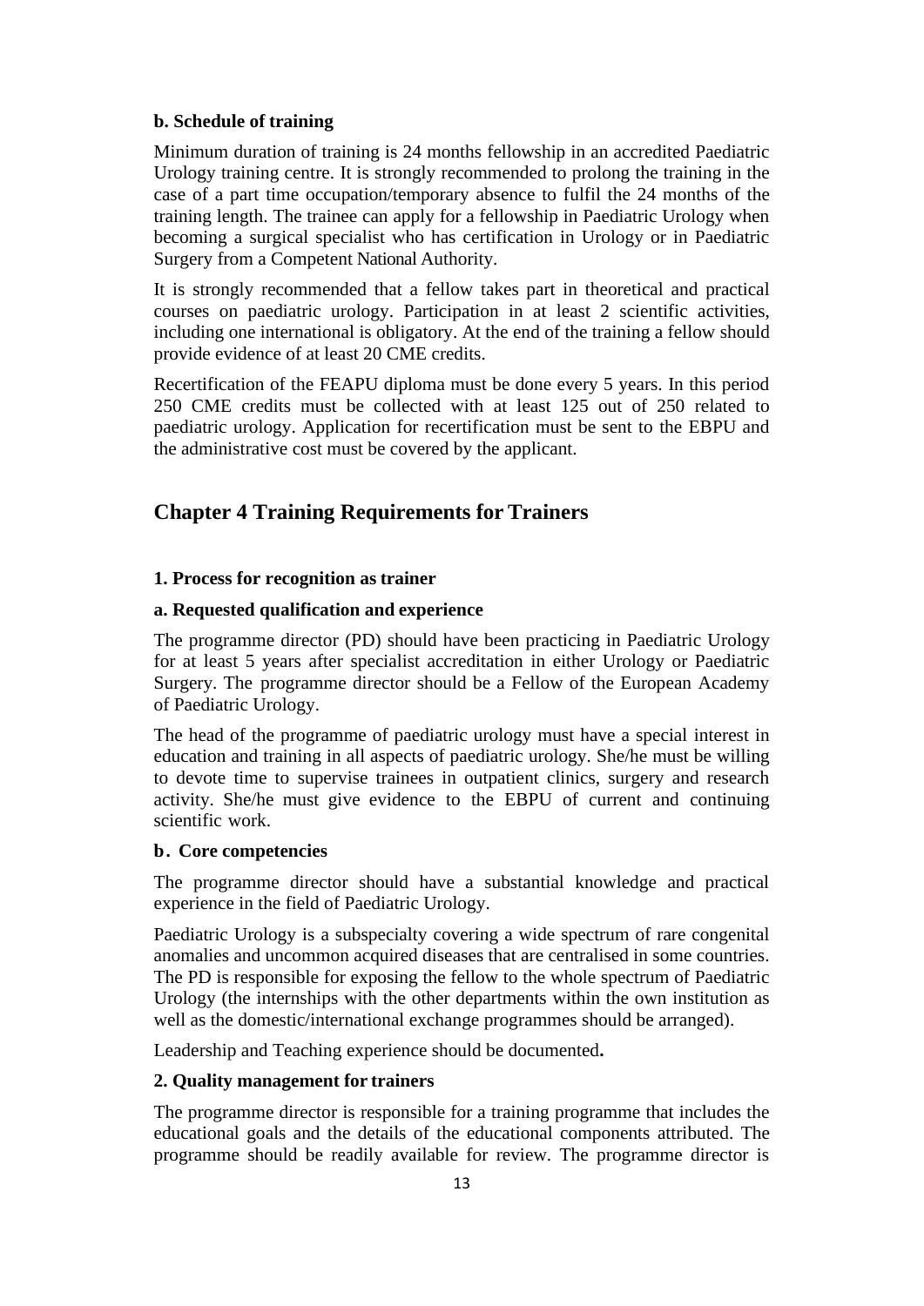**b. Schedule of training**

Minimum duration of training is 24 months fellowship in an accredited Paediatric Urology training centre. It is strongly recommended to prolong the training in the case of a part time occupation/temporary absence to fulfil the 24 months of the training length. The trainee can apply for a fellowship in Paediatric Urology when becoming a surgical specialist who has certification in Urology or in Paediatric Surgery from a Competent National Authority.

It is strongly recommended that a fellow takes part in theoretical and practical courses on paediatric urology. Participation in at least 2 scientific activities, including one international is obligatory. At the end of the training a fellow should provide evidence of at least 20 CME credits.

Recertification of the FEAPU diploma must be done every 5 years. In this period 250 CME credits must be collected with at least 125 out of 250 related to paediatric urology. Application for recertification must be sent to the EBPU and the administrative cost must be covered by the applicant.

## Chapter 4 Training Requirements for Trainers

**1. Process for recognition as trainer**

**a. Requested qualification and experience**

The programme director (PD) should have been practicing in Paediatric Urology for at least 5 years after specialist accreditation in either Urology or Paediatric Surgery. The programme director should be a Fellow of the European Academy of Paediatric Urology.

The head of the programme of paediatric urology must have a special interest in education and training in all aspects of paediatric urology. She/he must be willing to devote time to supervise trainees in outpatient clinics, surgery and research activity. She/he must give evidence to the EBPU of current and continuing scientific work.

**b. Core competencies**

The programme director should have a substantial knowledge and practical experience in the field of Paediatric Urology.

Paediatric Urology is a subspecialty covering a wide spectrum of rare congenital anomalies and uncommon acquired diseases that are centralised in some countries. The PD is responsible for exposing the fellow to the whole spectrum of Paediatric Urology (the internships with the other departments within the own institution as well as the domestic/international exchange programmes should be arranged).

Leadership and Teaching experience should be documented.

**2. Quality management for trainers**

The programme director is responsible for a training programme that includes the educational goals and the details of the educational components attributed. The programme should be readily available for review. The programme director is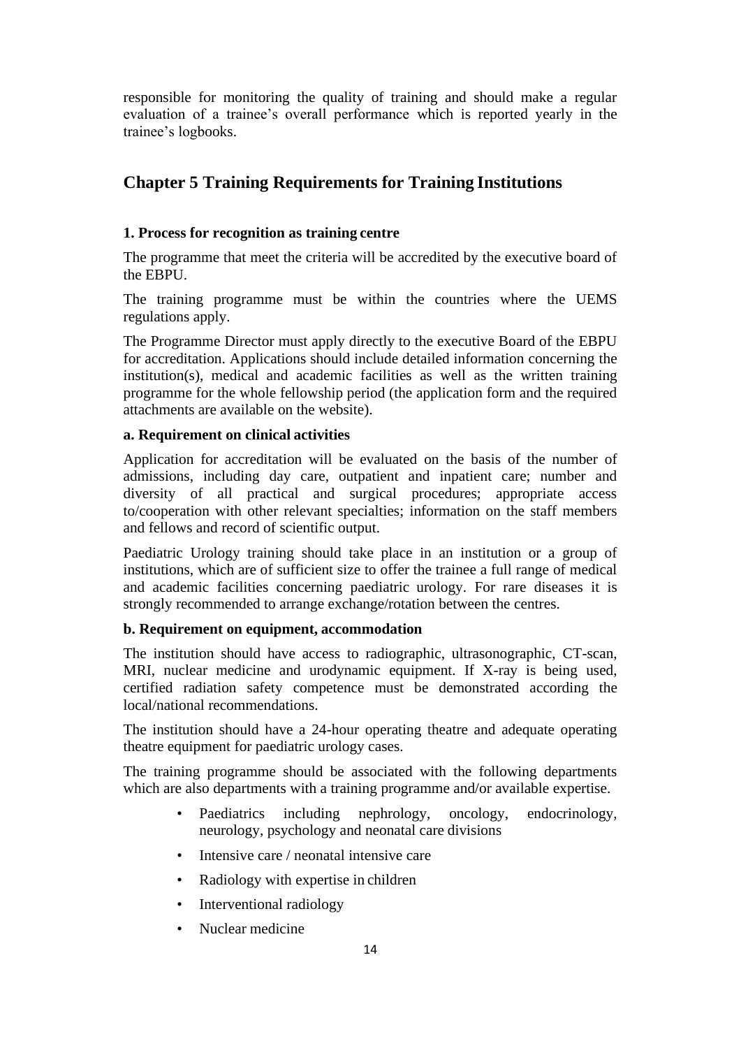responsible for monitoring the quality of training and should make a regular evaluation of a trainee's overall performance which is reported yearly in the trainee's logbooks.

## Chapter 5 Training Requirements for Training Institutions

### 1. Process for recognition as training centre

The programme that meet the criteria will be accredited by the executive board of the EBPU.

The training programme must be within the countries where the UEMS regulations apply.

The Programme Director must apply directly to the executive Board of the EBPU for accreditation. Applications should include detailed information concerning the institution(s), medical and academic facilities as well as the written training programme for the whole fellowship period (the application form and the required attachments are available on the website).

#### a. Requirement on clinical activities

Application for accreditation will be evaluated on the basis of the number of admissions, including day care, outpatient and inpatient care; number and diversity of all practical and surgical procedures; appropriate access to/cooperation with other relevant specialties; information on the staff members and fellows and record of scientific output.

Paediatric Urology training should take place in an institution or a group of institutions, which are of sufficient size to offer the trainee a full range of medical and academic facilities concerning paediatric urology. For rare diseases it is strongly recommended to arrange exchange/rotation between the centres.

#### b. Requirement on equipment, accommodation

The institution should have access to radiographic, ultrasonographic, CT-scan, MRI, nuclear medicine and urodynamic equipment. If X-ray is being used, certified radiation safety competence must be demonstrated according the local/national recommendations.

The institution should have a 24-hour operating theatre and adequate operating theatre equipment for paediatric urology cases.

The training programme should be associated with the following departments which are also departments with a training programme and/or available expertise.

- Paediatrics including nephrology, oncology, endocrinology, neurology, psychology and neonatal care divisions
- Intensive care / neonatal intensive care
- Radiology with expertise in children
- Interventional radiology
- Nuclear medicine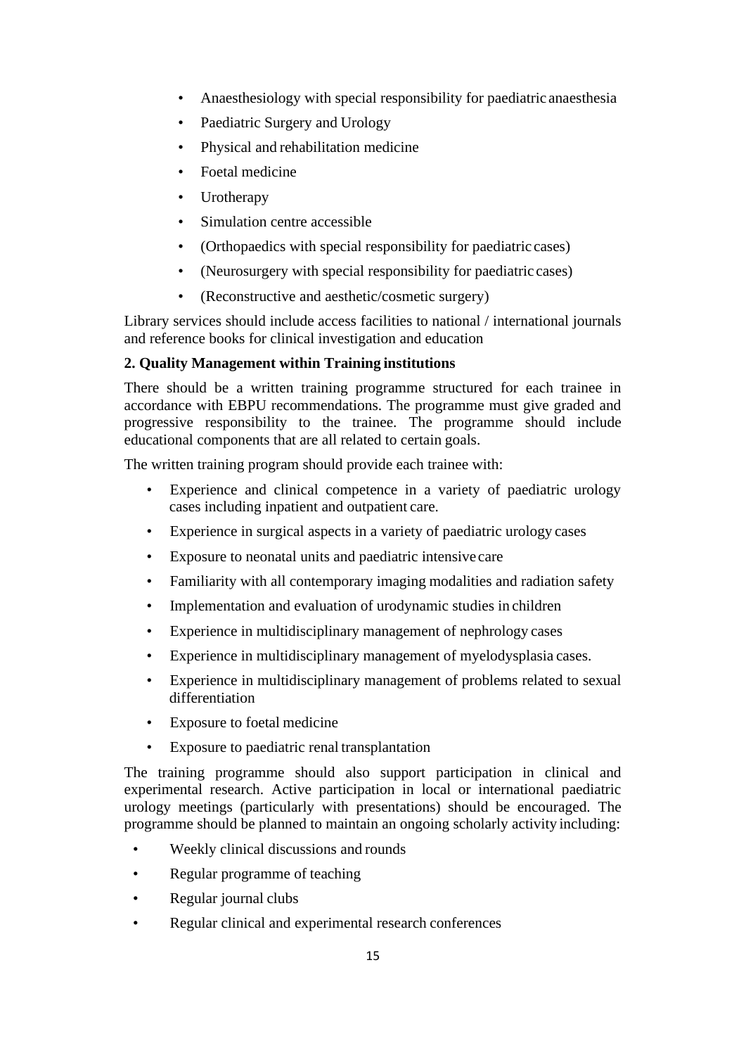- Anaesthesiology with special responsibility for paediatric anaesthesia
- Paediatric Surgery and Urology
- Physical and rehabilitation medicine
- Foetal medicine
- Urotherapy
- Simulation centre accessible
- (Orthopaedics with special responsibility for paediatric cases)
- (Neurosurgery with special responsibility for paediatric cases)
- (Reconstructive and aesthetic/cosmetic surgery)

Library services should include access facilities to national / international journals and reference books for clinical investigation and education

**2. Quality Management within Training institutions**

There should be a written training programme structured for each trainee in accordance with EBPU recommendations. The programme must give graded and progressive responsibility to the trainee. The programme should include educational components that are all related to certain goals.

The written training program should provide each trainee with:

- Experience and clinical competence in a variety of paediatric urology cases including inpatient and outpatient care.
- Experience in surgical aspects in a variety of paediatric urology cases
- Exposure to neonatal units and paediatric intensive care
- Familiarity with all contemporary imaging modalities and radiation safety
- Implementation and evaluation of urodynamic studies in children
- Experience in multidisciplinary management of nephrology cases
- Experience in multidisciplinary management of myelodysplasia cases.
- Experience in multidisciplinary management of problems related to sexual differentiation
- Exposure to foetal medicine
- Exposure to paediatric renal transplantation

The training programme should also support participation in clinical and experimental research. Active participation in local or international paediatric urology meetings (particularly with presentations) should be encouraged. The programme should be planned to maintain an ongoing scholarly activity including:

- Weekly clinical discussions and rounds
- Regular programme of teaching
- Regular journal clubs
- Regular clinical and experimental research conferences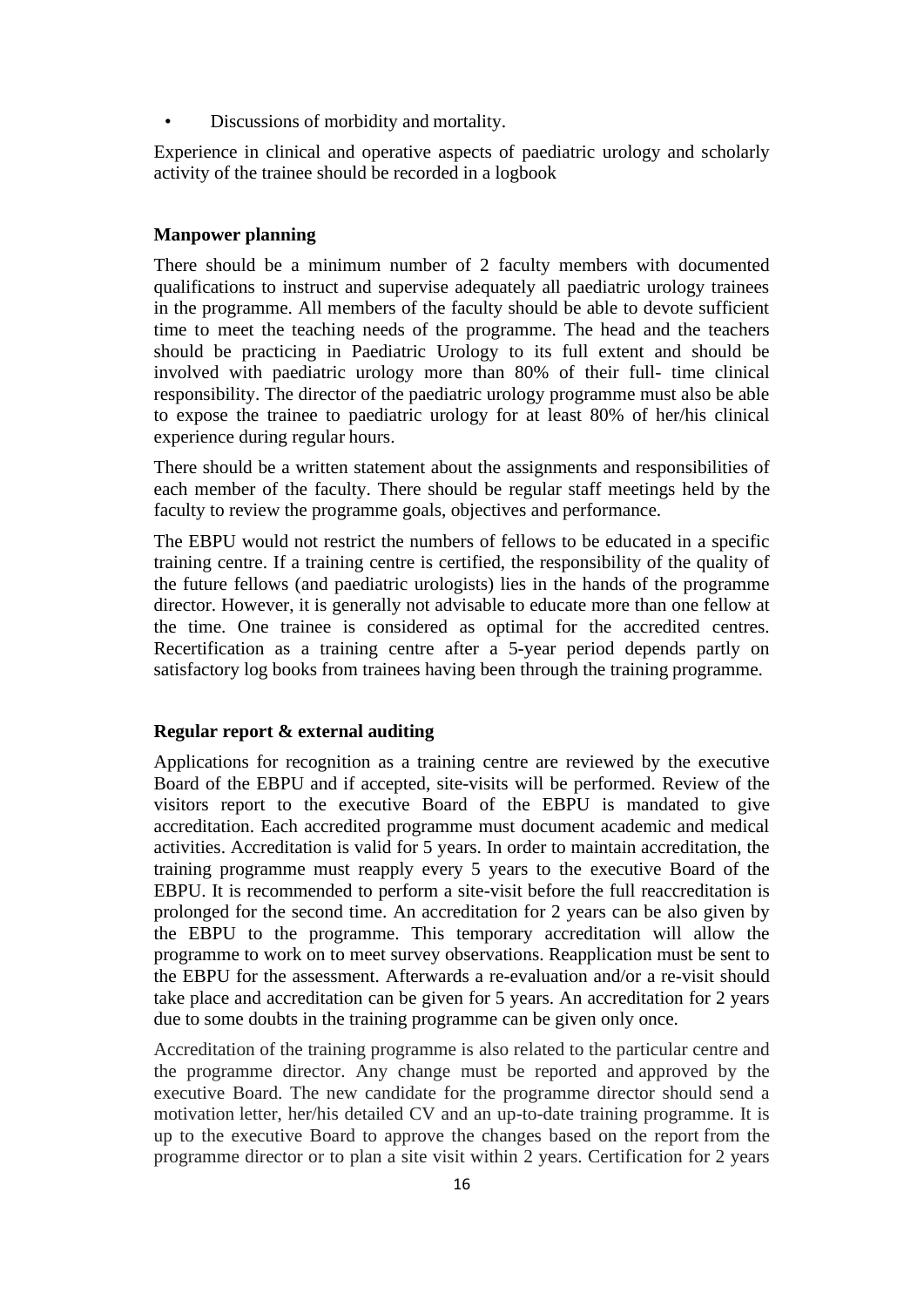- Discussions of morbidity and mortality.

Experience in clinical and operative aspects of paediatric urology and scholarly activity of the trainee should be recorded in a logbook

**Manpower planning**

There should be a minimum number of 2 faculty members with documented qualifications to instruct and supervise adequately all paediatric urology trainees in the programme. All members of the faculty should be able to devote sufficient time to meet the teaching needs of the programme. The head and the teachers should be practicing in Paediatric Urology to its full extent and should be involved with paediatric urology more than 80% of their full- time clinical responsibility. The director of the paediatric urology programme must also be able to expose the trainee to paediatric urology for at least 80% of her/his clinical experience during regular hours.

There should be a written statement about the assignments and responsibilities of each member of the faculty. There should be regular staff meetings held by the faculty to review the programme goals, objectives and performance.

The EBPU would not restrict the numbers of fellows to be educated in a specific training centre. If a training centre is certified, the responsibility of the quality of the future fellows (and paediatric urologists) lies in the hands of the programme director. However, it is generally not advisable to educate more than one fellow at the time. One trainee is considered as optimal for the accredited centres. Recertification as a training centre after a 5-year period depends partly on satisfactory log books from trainees having been through the training programme.

**Regular report & external auditing**

Applications for recognition as a training centre are reviewed by the executive Board of the EBPU and if accepted, site-visits will be performed. Review of the visitors report to the executive Board of the EBPU is mandated to give accreditation. Each accredited programme must document academic and medical activities. Accreditation is valid for 5 years. In order to maintain accreditation, the training programme must reapply every 5 years to the executive Board of the EBPU. It is recommended to perform a site-visit before the full reaccreditation is prolonged for the second time. An accreditation for 2 years can be also given by the EBPU to the programme. This temporary accreditation will allow the programme to work on to meet survey observations. Reapplication must be sent to the EBPU for the assessment. Afterwards a re-evaluation and/or a re-visit should take place and accreditation can be given for 5 years. An accreditation for 2 years due to some doubts in the training programme can be given only once.

Accreditation of the training programme is also related to the particular centre and the programme director. Any change must be reported and approved by the executive Board. The new candidate for the programme director should send a motivation letter, her/his detailed CV and an up-to-date training programme. It is up to the executive Board to approve the changes based on the report from the programme director or to plan a site visit within 2 years. Certification for 2 years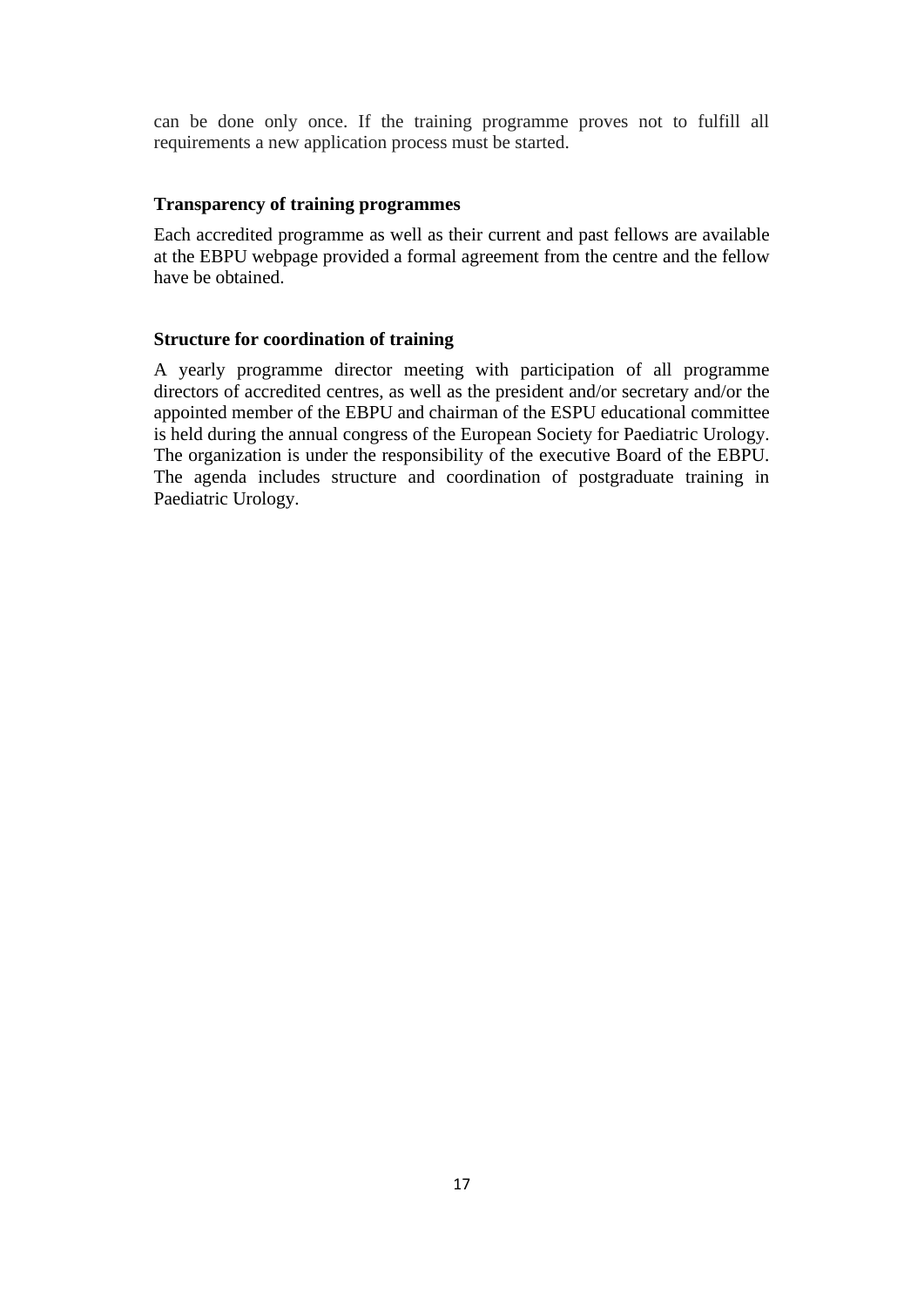can be done only once. If the training programme proves not to fulfill all requirements a new application process must be started.

### Transparency of training programmes

Each accredited programme as well as their current and past fellows are available at the EBPU webpage provided a formal agreement from the centre and the fellow have be obtained.

### Structure for coordination of training

A yearly programme director meeting with participation of all programme directors of accredited centres, as well as the president and/or secretary and/or the appointed member of the EBPU and chairman of the ESPU educational committee is held during the annual congress of the European Society for Paediatric Urology. The organization is under the responsibility of the executive Board of the EBPU. The agenda includes structure and coordination of postgraduate training in Paediatric Urology.